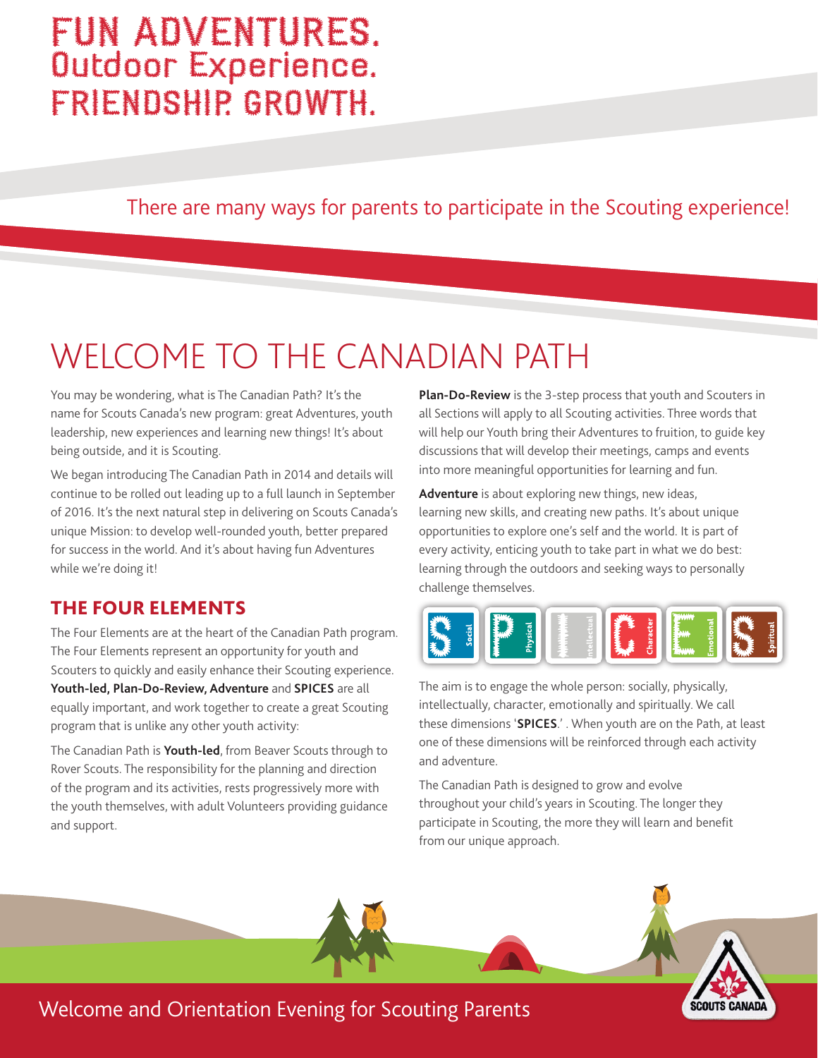# FUN ADVENTURES. Outdoor Experience. FRIENDSHIP. GROWTH.

There are many ways for parents to participate in the Scouting experience!

# WELCOME TO THE CANADIAN PATH

You may be wondering, what is The Canadian Path? It's the name for Scouts Canada's new program: great Adventures, youth leadership, new experiences and learning new things! It's about being outside, and it is Scouting.

We began introducing The Canadian Path in 2014 and details will continue to be rolled out leading up to a full launch in September of 2016. It's the next natural step in delivering on Scouts Canada's unique Mission: to develop well-rounded youth, better prepared for success in the world. And it's about having fun Adventures while we're doing it!

## THE FOUR ELEMENTS

The Four Elements are at the heart of the Canadian Path program. The Four Elements represent an opportunity for youth and Scouters to quickly and easily enhance their Scouting experience. **Youth-led, Plan-Do-Review, Adventure** and **SPICES** are all equally important, and work together to create a great Scouting program that is unlike any other youth activity:

The Canadian Path is **Youth-led**, from Beaver Scouts through to Rover Scouts. The responsibility for the planning and direction of the program and its activities, rests progressively more with the youth themselves, with adult Volunteers providing guidance and support.

**Plan-Do-Review** is the 3-step process that youth and Scouters in all Sections will apply to all Scouting activities. Three words that will help our Youth bring their Adventures to fruition, to guide key discussions that will develop their meetings, camps and events into more meaningful opportunities for learning and fun.

**Adventure** is about exploring new things, new ideas, learning new skills, and creating new paths. It's about unique opportunities to explore one's self and the world. It is part of every activity, enticing youth to take part in what we do best: learning through the outdoors and seeking ways to personally challenge themselves.

S Social | P Physical | I Intellectual | C Character | E Emotional | S Spiritual

The aim is to engage the whole person: socially, physically, intellectually, character, emotionally and spiritually. We call these dimensions '**SPICES**.' . When youth are on the Path, at least one of these dimensions will be reinforced through each activity and adventure.

The Canadian Path is designed to grow and evolve throughout your child's years in Scouting. The longer they participate in Scouting, the more they will learn and benefit from our unique approach.

Welcome and Orientation Evening for Scouting Parents

SCOUTS CANADA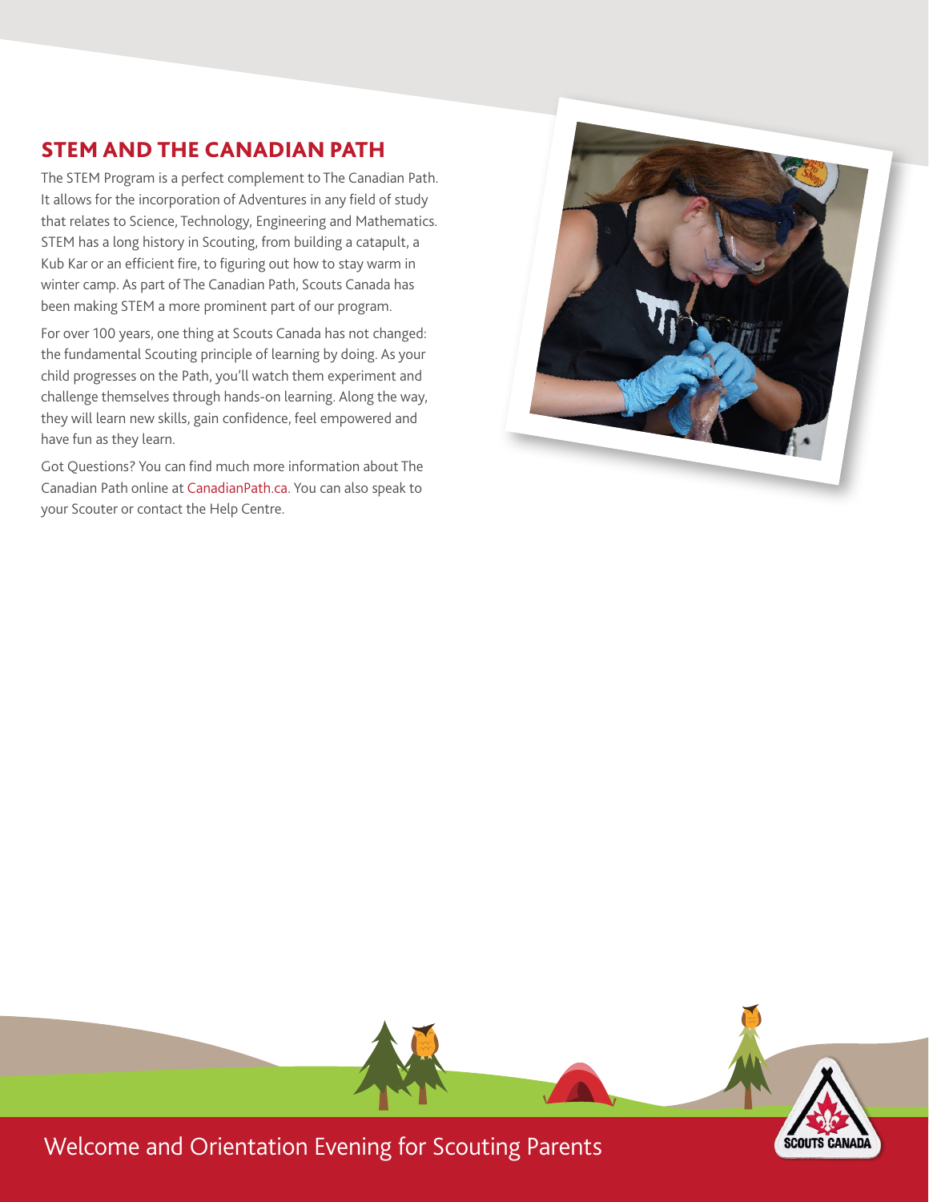## STEM AND THE CANADIAN PATH

The STEM Program is a perfect complement to The Canadian Path. It allows for the incorporation of Adventures in any field of study that relates to Science, Technology, Engineering and Mathematics. STEM has a long history in Scouting, from building a catapult, a Kub Kar or an efficient fire, to figuring out how to stay warm in winter camp. As part of The Canadian Path, Scouts Canada has been making STEM a more prominent part of our program.

For over 100 years, one thing at Scouts Canada has not changed: the fundamental Scouting principle of learning by doing. As your child progresses on the Path, you'll watch them experiment and challenge themselves through hands-on learning. Along the way, they will learn new skills, gain confidence, feel empowered and have fun as they learn.

Got Questions? You can find much more information about The Canadian Path online at CanadianPath.ca. You can also speak to your Scouter or contact the Help Centre.